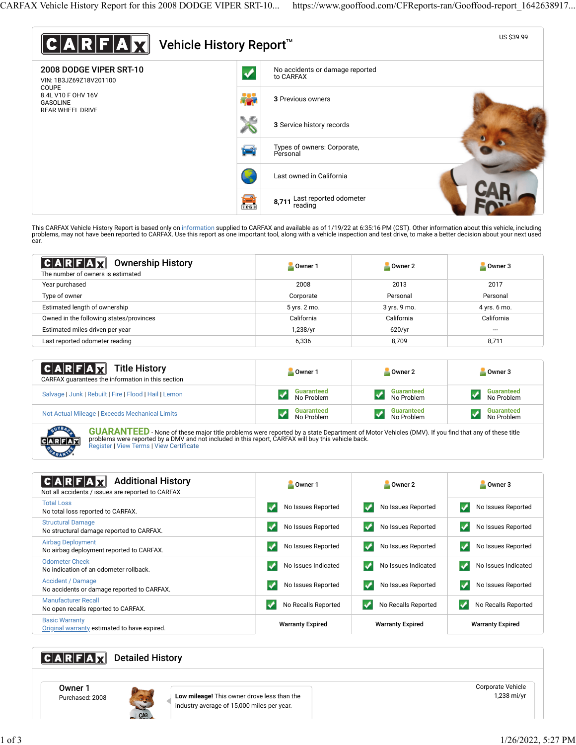# CARFAX Vehicle History Report™

US $39.99

## 2008 DODGE VIPER SRT-10

VIN: 1B3JZ69Z18V201100
COUPE
8.4L V10 F OHV 16V
GASOLINE
REAR WHEEL DRIVE

- No accidents or damage reported to CARFAX
- **3** Previous owners
- **3** Service history records
- Types of owners: Corporate, Personal
- Last owned in California
- **8,711** Last reported odometer reading

This CARFAX Vehicle History Report is based only on information supplied to CARFAX and available as of 1/19/22 at 6:35:16 PM (CST). Other information about this vehicle, including problems, may not have been reported to CARFAX. Use this report as one important tool, along with a vehicle inspection and test drive, to make a better decision about your next used car.

## Ownership History

The number of owners is estimated

| | Owner 1 | Owner 2 | Owner 3 |
|---|---|---|---|
| Year purchased | 2008 | 2013 | 2017 |
| Type of owner | Corporate | Personal | Personal |
| Estimated length of ownership | 5 yrs. 2 mo. | 3 yrs. 9 mo. | 4 yrs. 6 mo. |
| Owned in the following states/provinces | California | California | California |
| Estimated miles driven per year | 1,238/yr | 620/yr | --- |
| Last reported odometer reading | 6,336 | 8,709 | 8,711 |

## Title History

CARFAX guarantees the information in this section

| | Owner 1 | Owner 2 | Owner 3 |
|---|---|---|---|
| Salvage \| Junk \| Rebuilt \| Fire \| Flood \| Hail \| Lemon | Guaranteed No Problem | Guaranteed No Problem | Guaranteed No Problem |
| Not Actual Mileage \| Exceeds Mechanical Limits | Guaranteed No Problem | Guaranteed No Problem | Guaranteed No Problem |

**GUARANTEED** - None of these major title problems were reported by a state Department of Motor Vehicles (DMV). If you find that any of these title problems were reported by a DMV and not included in this report, CARFAX will buy this vehicle back.
Register | View Terms | View Certificate

## Additional History

Not all accidents / issues are reported to CARFAX

| | Owner 1 | Owner 2 | Owner 3 |
|---|---|---|---|
| Total Loss<br>No total loss reported to CARFAX. | No Issues Reported | No Issues Reported | No Issues Reported |
| Structural Damage<br>No structural damage reported to CARFAX. | No Issues Reported | No Issues Reported | No Issues Reported |
| Airbag Deployment<br>No airbag deployment reported to CARFAX. | No Issues Reported | No Issues Reported | No Issues Reported |
| Odometer Check<br>No indication of an odometer rollback. | No Issues Indicated | No Issues Indicated | No Issues Indicated |
| Accident / Damage<br>No accidents or damage reported to CARFAX. | No Issues Reported | No Issues Reported | No Issues Reported |
| Manufacturer Recall<br>No open recalls reported to CARFAX. | No Recalls Reported | No Recalls Reported | No Recalls Reported |
| Basic Warranty<br>Original warranty estimated to have expired. | Warranty Expired | Warranty Expired | Warranty Expired |

## Detailed History

**Owner 1**
Purchased: 2008

**Low mileage!** This owner drove less than the industry average of 15,000 miles per year.

Corporate Vehicle
1,238 mi/yr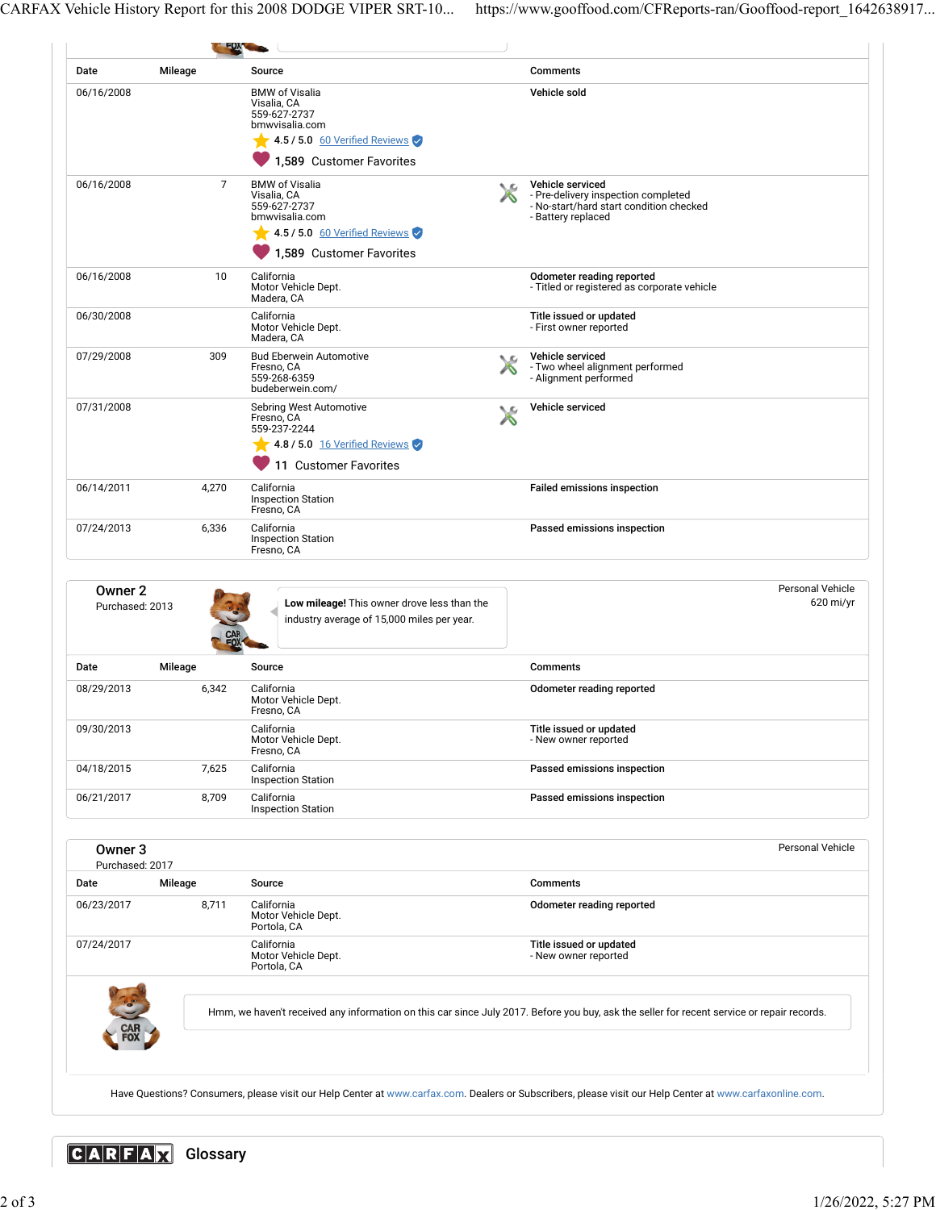| Date | Mileage | Source | Comments |
|---|---|---|---|
| 06/16/2008 | | BMW of Visalia<br>Visalia, CA<br>559-627-2737<br>bmwvisalia.com<br>4.5 / 5.0 60 Verified Reviews<br>1,589 Customer Favorites | **Vehicle sold** |
| 06/16/2008 | 7 | BMW of Visalia<br>Visalia, CA<br>559-627-2737<br>bmwvisalia.com<br>4.5 / 5.0 60 Verified Reviews<br>1,589 Customer Favorites | **Vehicle serviced**<br>- Pre-delivery inspection completed<br>- No-start/hard start condition checked<br>- Battery replaced |
| 06/16/2008 | 10 | California<br>Motor Vehicle Dept.<br>Madera, CA | **Odometer reading reported**<br>- Titled or registered as corporate vehicle |
| 06/30/2008 | | California<br>Motor Vehicle Dept.<br>Madera, CA | **Title issued or updated**<br>- First owner reported |
| 07/29/2008 | 309 | Bud Eberwein Automotive<br>Fresno, CA<br>559-268-6359<br>budeberwein.com/ | **Vehicle serviced**<br>- Two wheel alignment performed<br>- Alignment performed |
| 07/31/2008 | | Sebring West Automotive<br>Fresno, CA<br>559-237-2244<br>4.8 / 5.0 16 Verified Reviews<br>11 Customer Favorites | **Vehicle serviced** |
| 06/14/2011 | 4,270 | California<br>Inspection Station<br>Fresno, CA | **Failed emissions inspection** |
| 07/24/2013 | 6,336 | California<br>Inspection Station<br>Fresno, CA | **Passed emissions inspection** |

## Owner 2

Purchased: 2013

**Low mileage!** This owner drove less than the industry average of 15,000 miles per year.

Personal Vehicle
620 mi/yr

| Date | Mileage | Source | Comments |
|---|---|---|---|
| 08/29/2013 | 6,342 | California<br>Motor Vehicle Dept.<br>Fresno, CA | **Odometer reading reported** |
| 09/30/2013 | | California<br>Motor Vehicle Dept.<br>Fresno, CA | **Title issued or updated**<br>- New owner reported |
| 04/18/2015 | 7,625 | California<br>Inspection Station | **Passed emissions inspection** |
| 06/21/2017 | 8,709 | California<br>Inspection Station | **Passed emissions inspection** |

## Owner 3

Purchased: 2017

Personal Vehicle

| Date | Mileage | Source | Comments |
|---|---|---|---|
| 06/23/2017 | 8,711 | California<br>Motor Vehicle Dept.<br>Portola, CA | **Odometer reading reported** |
| 07/24/2017 | | California<br>Motor Vehicle Dept.<br>Portola, CA | **Title issued or updated**<br>- New owner reported |

Hmm, we haven't received any information on this car since July 2017. Before you buy, ask the seller for recent service or repair records.

Have Questions? Consumers, please visit our Help Center at www.carfax.com. Dealers or Subscribers, please visit our Help Center at www.carfaxonline.com.

## CARFAX Glossary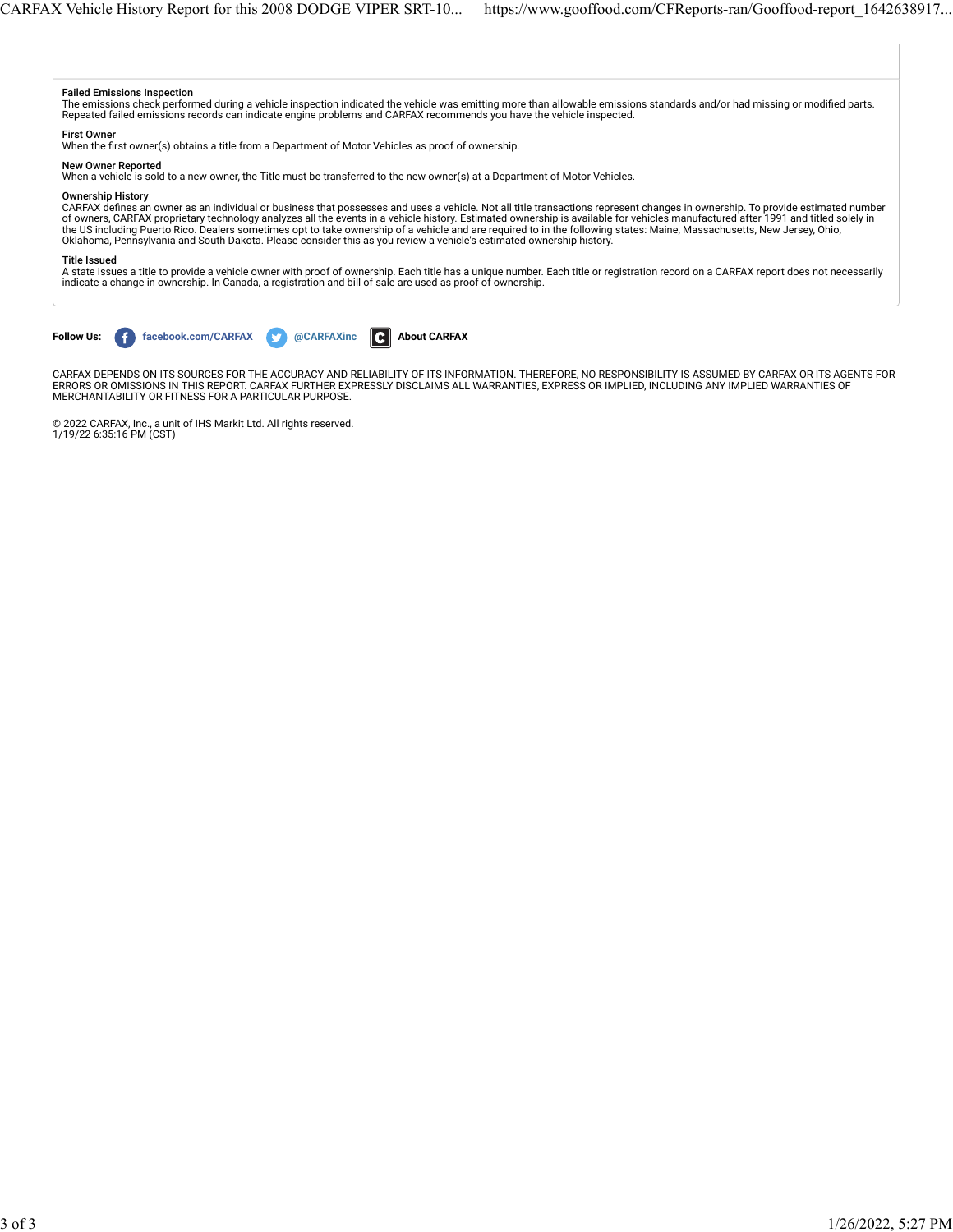**Failed Emissions Inspection**
The emissions check performed during a vehicle inspection indicated the vehicle was emitting more than allowable emissions standards and/or had missing or modified parts. Repeated failed emissions records can indicate engine problems and CARFAX recommends you have the vehicle inspected.

**First Owner**
When the first owner(s) obtains a title from a Department of Motor Vehicles as proof of ownership.

**New Owner Reported**
When a vehicle is sold to a new owner, the Title must be transferred to the new owner(s) at a Department of Motor Vehicles.

**Ownership History**
CARFAX defines an owner as an individual or business that possesses and uses a vehicle. Not all title transactions represent changes in ownership. To provide estimated number of owners, CARFAX proprietary technology analyzes all the events in a vehicle history. Estimated ownership is available for vehicles manufactured after 1991 and titled solely in the US including Puerto Rico. Dealers sometimes opt to take ownership of a vehicle and are required to in the following states: Maine, Massachusetts, New Jersey, Ohio, Oklahoma, Pennsylvania and South Dakota. Please consider this as you review a vehicle's estimated ownership history.

**Title Issued**
A state issues a title to provide a vehicle owner with proof of ownership. Each title has a unique number. Each title or registration record on a CARFAX report does not necessarily indicate a change in ownership. In Canada, a registration and bill of sale are used as proof of ownership.

**Follow Us:** facebook.com/CARFAX @CARFAXinc **About CARFAX**

CARFAX DEPENDS ON ITS SOURCES FOR THE ACCURACY AND RELIABILITY OF ITS INFORMATION. THEREFORE, NO RESPONSIBILITY IS ASSUMED BY CARFAX OR ITS AGENTS FOR ERRORS OR OMISSIONS IN THIS REPORT. CARFAX FURTHER EXPRESSLY DISCLAIMS ALL WARRANTIES, EXPRESS OR IMPLIED, INCLUDING ANY IMPLIED WARRANTIES OF MERCHANTABILITY OR FITNESS FOR A PARTICULAR PURPOSE.

© 2022 CARFAX, Inc., a unit of IHS Markit Ltd. All rights reserved.
1/19/22 6:35:16 PM (CST)